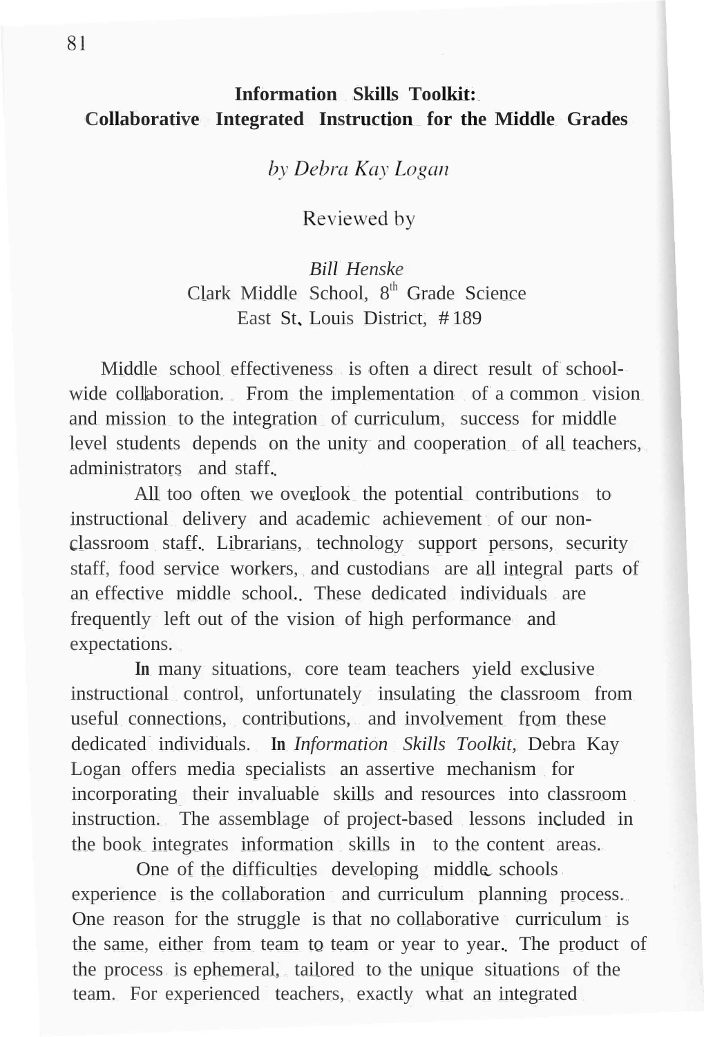# Information Skills Toolkit: Collaborative Integrated Instruction for the Middle Grades

*by Debra Kay Logan*

Reviewed by

*Bill Henske*
Clark Middle School, 8th Grade Science
East St. Louis District, #189

Middle school effectiveness is often a direct result of school-wide collaboration. From the implementation of a common vision and mission to the integration of curriculum, success for middle level students depends on the unity and cooperation of all teachers, administrators and staff.

All too often we overlook the potential contributions to instructional delivery and academic achievement of our non-classroom staff. Librarians, technology support persons, security staff, food service workers, and custodians are all integral parts of an effective middle school. These dedicated individuals are frequently left out of the vision of high performance and expectations.

In many situations, core team teachers yield exclusive instructional control, unfortunately insulating the classroom from useful connections, contributions, and involvement from these dedicated individuals. In *Information Skills Toolkit,* Debra Kay Logan offers media specialists an assertive mechanism for incorporating their invaluable skills and resources into classroom instruction. The assemblage of project-based lessons included in the book integrates information skills in to the content areas.

One of the difficulties developing middle schools experience is the collaboration and curriculum planning process. One reason for the struggle is that no collaborative curriculum is the same, either from team to team or year to year. The product of the process is ephemeral, tailored to the unique situations of the team. For experienced teachers, exactly what an integrated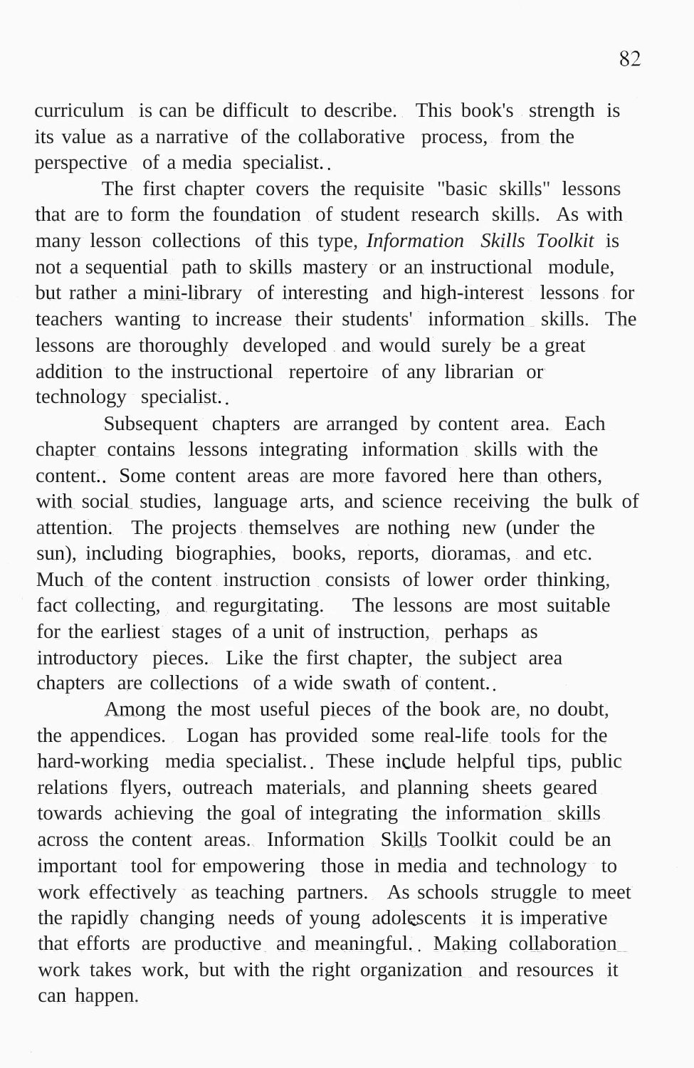curriculum is can be difficult to describe. This book's strength is its value as a narrative of the collaborative process, from the perspective of a media specialist..

The first chapter covers the requisite "basic skills" lessons that are to form the foundation of student research skills. As with many lesson collections of this type, *Information Skills Toolkit* is not a sequential path to skills mastery or an instructional module, but rather a mini-library of interesting and high-interest lessons for teachers wanting to increase their students' information skills. The lessons are thoroughly developed and would surely be a great addition to the instructional repertoire of any librarian or technology specialist..

Subsequent chapters are arranged by content area. Each chapter contains lessons integrating information skills with the content.. Some content areas are more favored here than others, with social studies, language arts, and science receiving the bulk of attention. The projects themselves are nothing new (under the sun), including biographies, books, reports, dioramas, and etc. Much of the content instruction consists of lower order thinking, fact collecting, and regurgitating. The lessons are most suitable for the earliest stages of a unit of instruction, perhaps as introductory pieces. Like the first chapter, the subject area chapters are collections of a wide swath of content..

Among the most useful pieces of the book are, no doubt, the appendices. Logan has provided some real-life tools for the hard-working media specialist.. These include helpful tips, public relations flyers, outreach materials, and planning sheets geared towards achieving the goal of integrating the information skills across the content areas. Information Skills Toolkit could be an important tool for empowering those in media and technology to work effectively as teaching partners. As schools struggle to meet the rapidly changing needs of young adolescents it is imperative that efforts are productive and meaningful.. Making collaboration work takes work, but with the right organization and resources it can happen.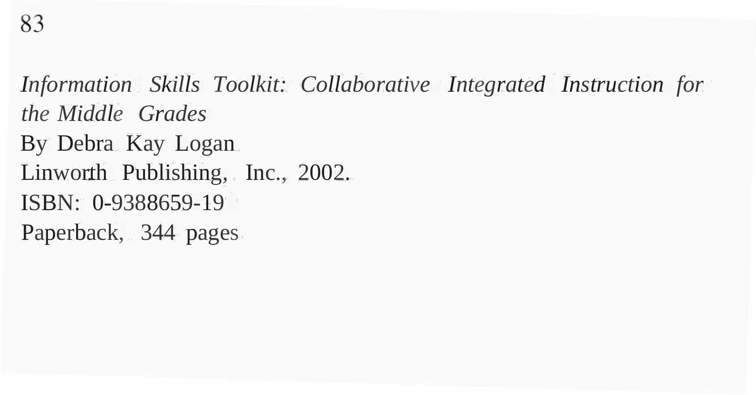*Information Skills Toolkit: Collaborative Integrated Instruction for the Middle Grades*
By Debra Kay Logan
Linworth Publishing, Inc., 2002.
ISBN: 0-9388659-19
Paperback, 344 pages